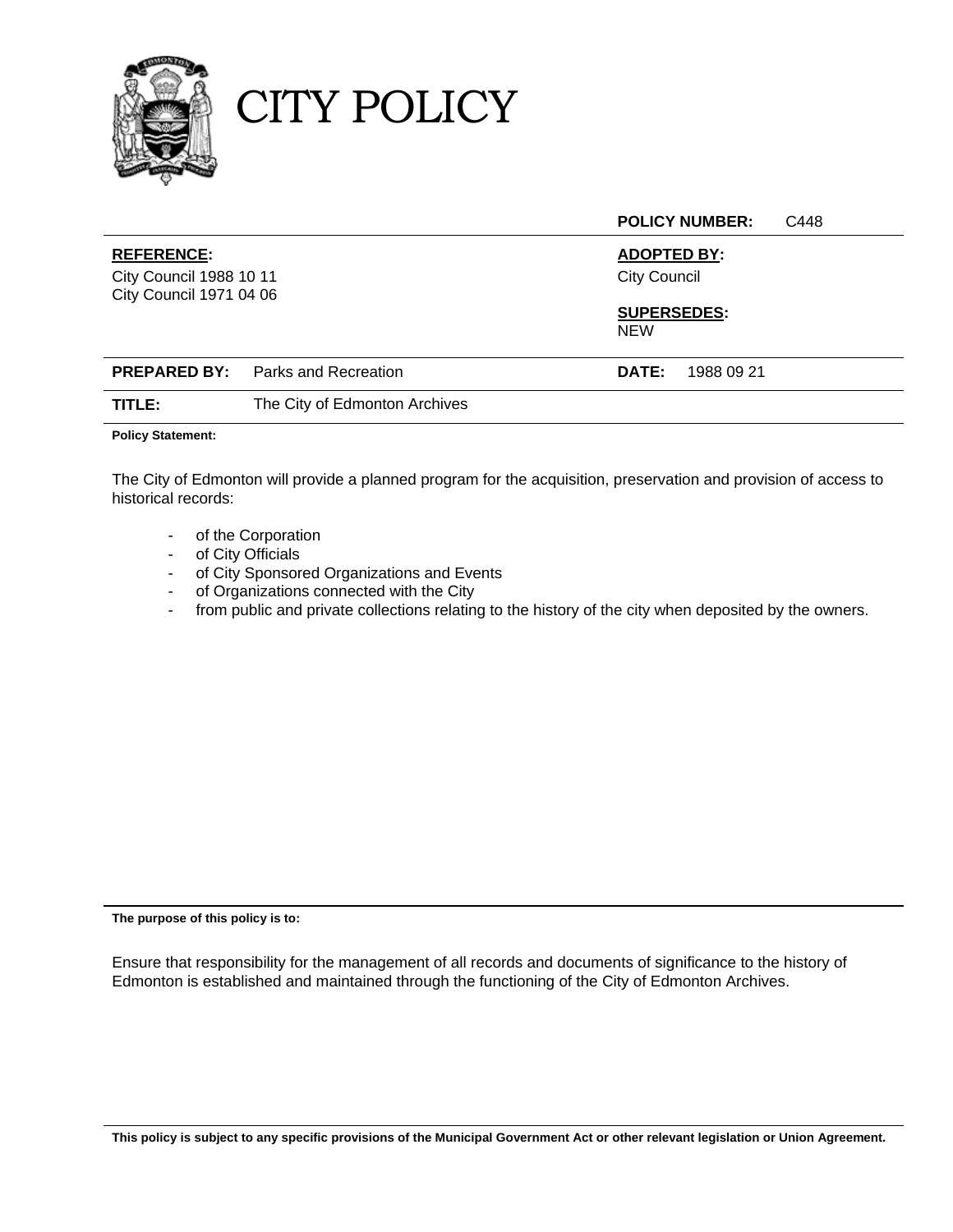# CITY POLICY

| POLICY NUMBER: | C448 |
|---|---|

| **REFERENCE:** | **ADOPTED BY:** |
|---|---|
| City Council 1988 10 11<br>City Council 1971 04 06 | City Council |
| | **SUPERSEDES:**<br>NEW |

| **PREPARED BY:** | Parks and Recreation | **DATE:** | 1988 09 21 |
|---|---|---|---|
| **TITLE:** | The City of Edmonton Archives | | |

**Policy Statement:**

The City of Edmonton will provide a planned program for the acquisition, preservation and provision of access to historical records:

- of the Corporation
- of City Officials
- of City Sponsored Organizations and Events
- of Organizations connected with the City
- from public and private collections relating to the history of the city when deposited by the owners.

**The purpose of this policy is to:**

Ensure that responsibility for the management of all records and documents of significance to the history of Edmonton is established and maintained through the functioning of the City of Edmonton Archives.

**This policy is subject to any specific provisions of the Municipal Government Act or other relevant legislation or Union Agreement.**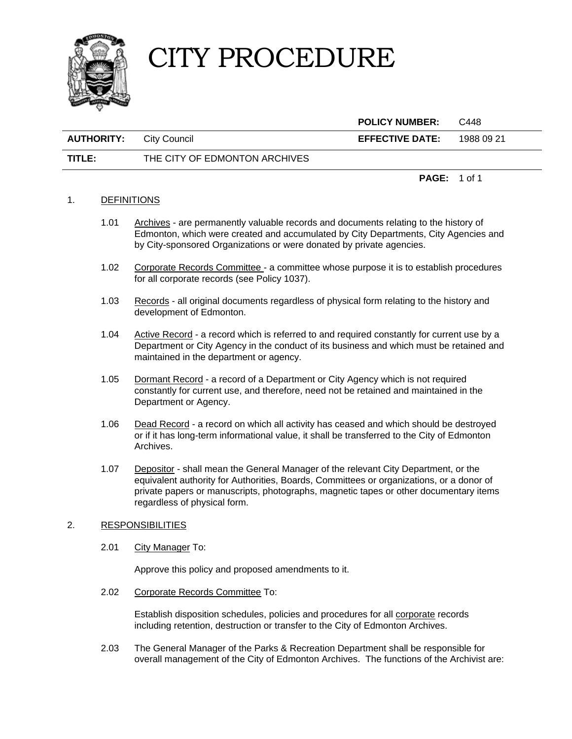# CITY PROCEDURE

| | | **POLICY NUMBER:** | C448 |
|---|---|---|---|
| **AUTHORITY:** | City Council | **EFFECTIVE DATE:** | 1988 09 21 |
| **TITLE:** | THE CITY OF EDMONTON ARCHIVES | | |

1. DEFINITIONS

   1.01 Archives - are permanently valuable records and documents relating to the history of Edmonton, which were created and accumulated by City Departments, City Agencies and by City-sponsored Organizations or were donated by private agencies.

   1.02 Corporate Records Committee - a committee whose purpose it is to establish procedures for all corporate records (see Policy 1037).

   1.03 Records - all original documents regardless of physical form relating to the history and development of Edmonton.

   1.04 Active Record - a record which is referred to and required constantly for current use by a Department or City Agency in the conduct of its business and which must be retained and maintained in the department or agency.

   1.05 Dormant Record - a record of a Department or City Agency which is not required constantly for current use, and therefore, need not be retained and maintained in the Department or Agency.

   1.06 Dead Record - a record on which all activity has ceased and which should be destroyed or if it has long-term informational value, it shall be transferred to the City of Edmonton Archives.

   1.07 Depositor - shall mean the General Manager of the relevant City Department, or the equivalent authority for Authorities, Boards, Committees or organizations, or a donor of private papers or manuscripts, photographs, magnetic tapes or other documentary items regardless of physical form.

2. RESPONSIBILITIES

   2.01 City Manager To:

   Approve this policy and proposed amendments to it.

   2.02 Corporate Records Committee To:

   Establish disposition schedules, policies and procedures for all corporate records including retention, destruction or transfer to the City of Edmonton Archives.

   2.03 The General Manager of the Parks & Recreation Department shall be responsible for overall management of the City of Edmonton Archives. The functions of the Archivist are: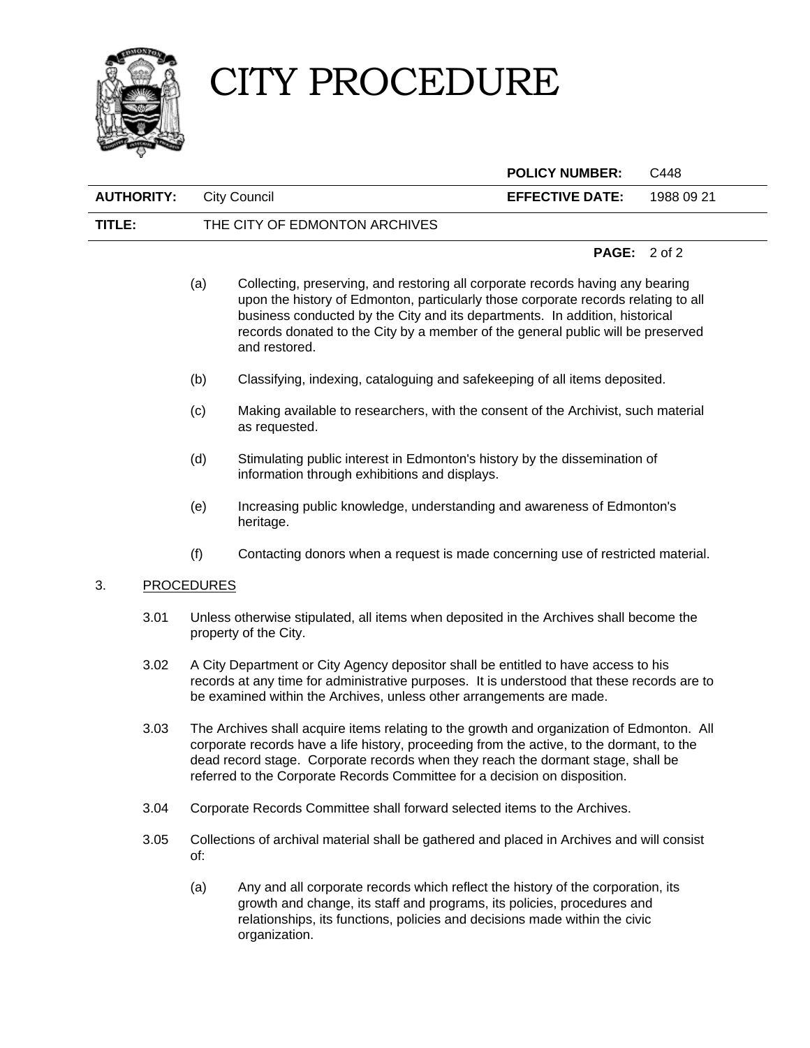(a) Collecting, preserving, and restoring all corporate records having any bearing upon the history of Edmonton, particularly those corporate records relating to all business conducted by the City and its departments. In addition, historical records donated to the City by a member of the general public will be preserved and restored.

(b) Classifying, indexing, cataloguing and safekeeping of all items deposited.

(c) Making available to researchers, with the consent of the Archivist, such material as requested.

(d) Stimulating public interest in Edmonton's history by the dissemination of information through exhibitions and displays.

(e) Increasing public knowledge, understanding and awareness of Edmonton's heritage.

(f) Contacting donors when a request is made concerning use of restricted material.

## 3. PROCEDURES

3.01 Unless otherwise stipulated, all items when deposited in the Archives shall become the property of the City.

3.02 A City Department or City Agency depositor shall be entitled to have access to his records at any time for administrative purposes. It is understood that these records are to be examined within the Archives, unless other arrangements are made.

3.03 The Archives shall acquire items relating to the growth and organization of Edmonton. All corporate records have a life history, proceeding from the active, to the dormant, to the dead record stage. Corporate records when they reach the dormant stage, shall be referred to the Corporate Records Committee for a decision on disposition.

3.04 Corporate Records Committee shall forward selected items to the Archives.

3.05 Collections of archival material shall be gathered and placed in Archives and will consist of:

(a) Any and all corporate records which reflect the history of the corporation, its growth and change, its staff and programs, its policies, procedures and relationships, its functions, policies and decisions made within the civic organization.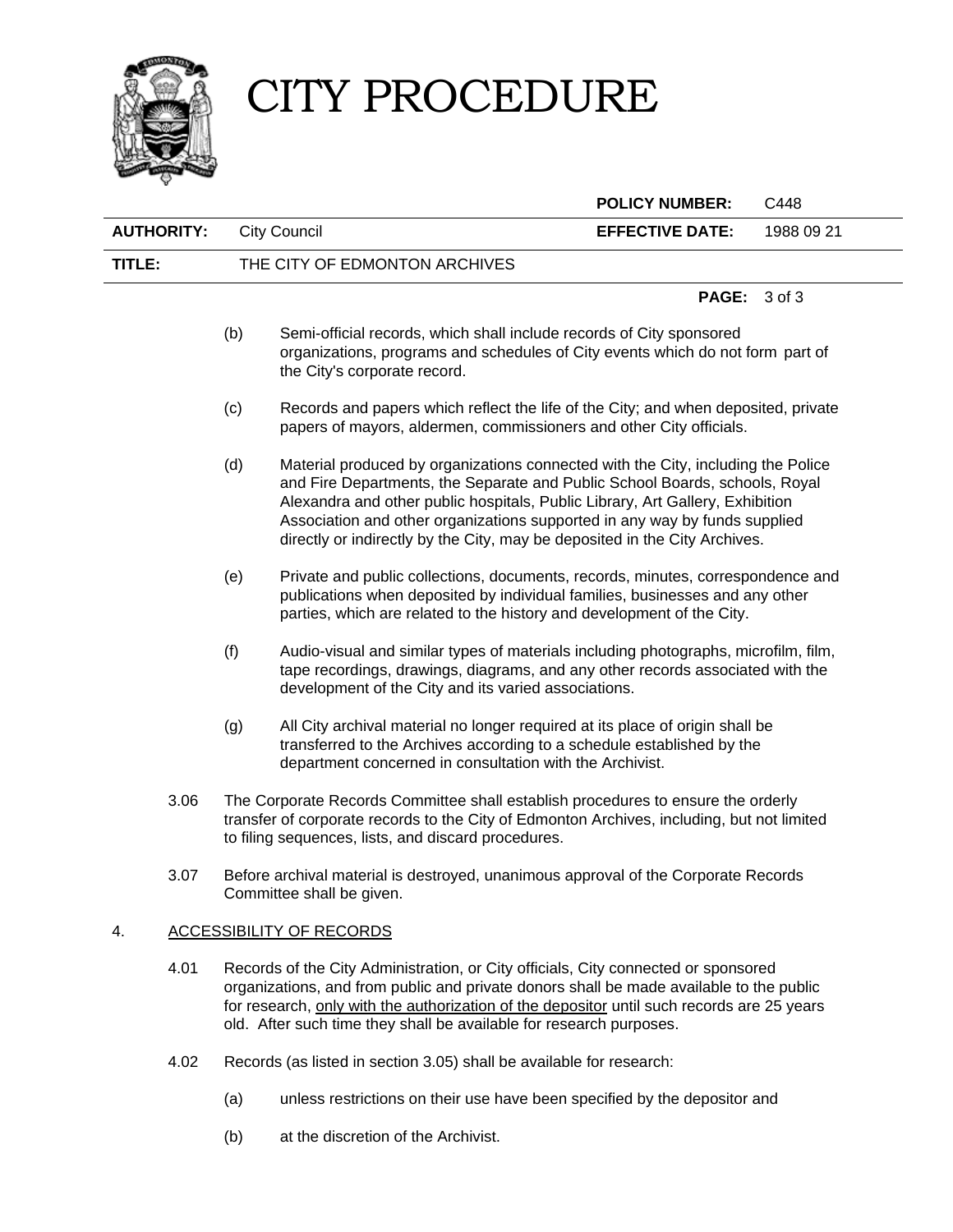(b) Semi-official records, which shall include records of City sponsored organizations, programs and schedules of City events which do not form part of the City's corporate record.

(c) Records and papers which reflect the life of the City; and when deposited, private papers of mayors, aldermen, commissioners and other City officials.

(d) Material produced by organizations connected with the City, including the Police and Fire Departments, the Separate and Public School Boards, schools, Royal Alexandra and other public hospitals, Public Library, Art Gallery, Exhibition Association and other organizations supported in any way by funds supplied directly or indirectly by the City, may be deposited in the City Archives.

(e) Private and public collections, documents, records, minutes, correspondence and publications when deposited by individual families, businesses and any other parties, which are related to the history and development of the City.

(f) Audio-visual and similar types of materials including photographs, microfilm, film, tape recordings, drawings, diagrams, and any other records associated with the development of the City and its varied associations.

(g) All City archival material no longer required at its place of origin shall be transferred to the Archives according to a schedule established by the department concerned in consultation with the Archivist.

3.06 The Corporate Records Committee shall establish procedures to ensure the orderly transfer of corporate records to the City of Edmonton Archives, including, but not limited to filing sequences, lists, and discard procedures.

3.07 Before archival material is destroyed, unanimous approval of the Corporate Records Committee shall be given.

## 4. ACCESSIBILITY OF RECORDS

4.01 Records of the City Administration, or City officials, City connected or sponsored organizations, and from public and private donors shall be made available to the public for research, only with the authorization of the depositor until such records are 25 years old. After such time they shall be available for research purposes.

4.02 Records (as listed in section 3.05) shall be available for research:

(a) unless restrictions on their use have been specified by the depositor and

(b) at the discretion of the Archivist.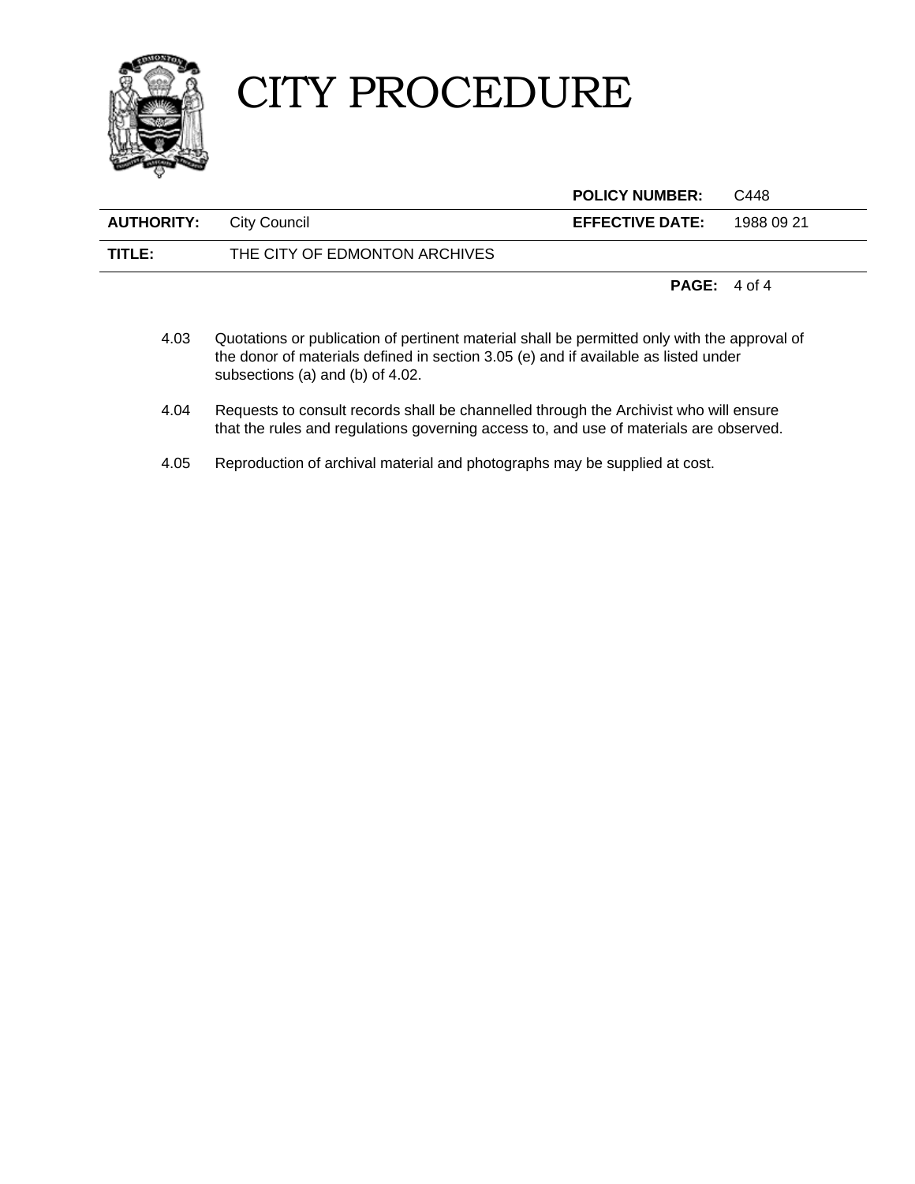4.03 Quotations or publication of pertinent material shall be permitted only with the approval of the donor of materials defined in section 3.05 (e) and if available as listed under subsections (a) and (b) of 4.02.

4.04 Requests to consult records shall be channelled through the Archivist who will ensure that the rules and regulations governing access to, and use of materials are observed.

4.05 Reproduction of archival material and photographs may be supplied at cost.